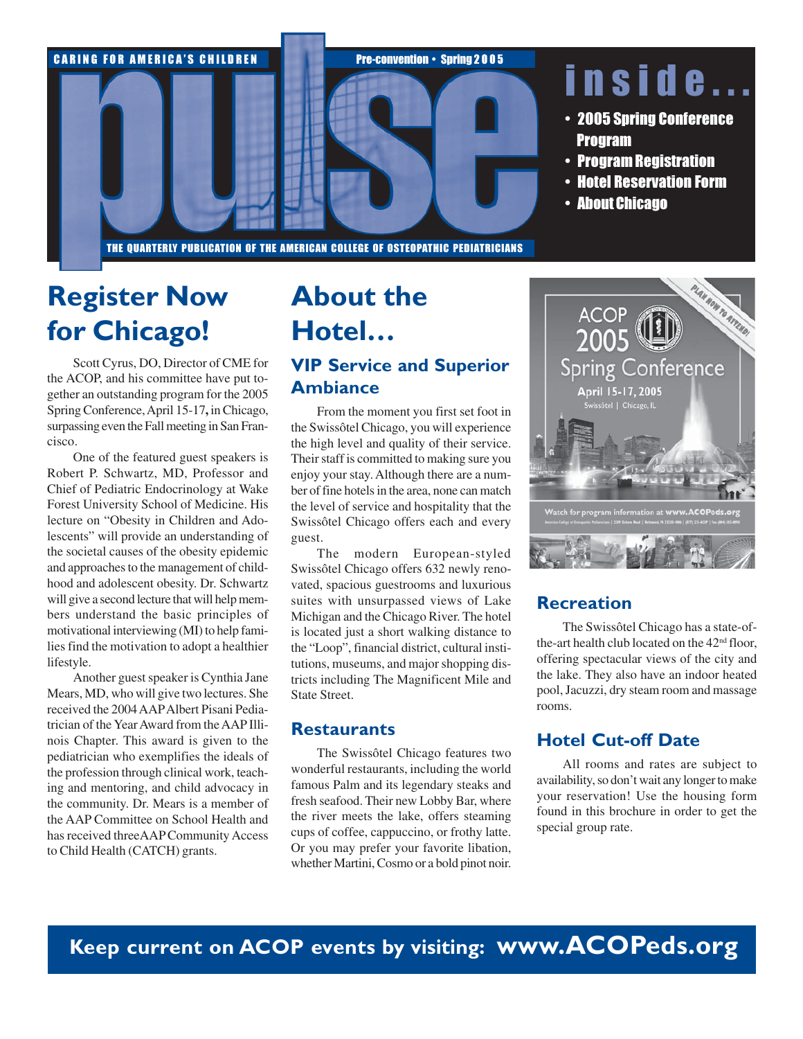CARING FOR AMERICA'S CHILDREN

Pre-convention • Spring 2005

# pulse

THE QUARTERLY PUBLICATION OF THE AMERICAN COLLEGE OF OSTEOPATHIC PEDIATRICIANS

## inside...

- 2005 Spring Conference Program
- Program Registration
- Hotel Reservation Form
- About Chicago

## Register Now for Chicago!

Scott Cyrus, DO, Director of CME for the ACOP, and his committee have put together an outstanding program for the 2005 Spring Conference, April 15-17, in Chicago, surpassing even the Fall meeting in San Francisco.

One of the featured guest speakers is Robert P. Schwartz, MD, Professor and Chief of Pediatric Endocrinology at Wake Forest University School of Medicine. His lecture on "Obesity in Children and Adolescents" will provide an understanding of the societal causes of the obesity epidemic and approaches to the management of childhood and adolescent obesity. Dr. Schwartz will give a second lecture that will help members understand the basic principles of motivational interviewing (MI) to help families find the motivation to adopt a healthier lifestyle.

Another guest speaker is Cynthia Jane Mears, MD, who will give two lectures. She received the 2004 AAP Albert Pisani Pediatrician of the Year Award from the AAP Illinois Chapter. This award is given to the pediatrician who exemplifies the ideals of the profession through clinical work, teaching and mentoring, and child advocacy in the community. Dr. Mears is a member of the AAP Committee on School Health and has received three AAP Community Access to Child Health (CATCH) grants.

## About the Hotel...

### VIP Service and Superior Ambiance

From the moment you first set foot in the Swissôtel Chicago, you will experience the high level and quality of their service. Their staff is committed to making sure you enjoy your stay. Although there are a number of fine hotels in the area, none can match the level of service and hospitality that the Swissôtel Chicago offers each and every guest.

The modern European-styled Swissôtel Chicago offers 632 newly renovated, spacious guestrooms and luxurious suites with unsurpassed views of Lake Michigan and the Chicago River. The hotel is located just a short walking distance to the "Loop", financial district, cultural institutions, museums, and major shopping districts including The Magnificent Mile and State Street.

### Restaurants

The Swissôtel Chicago features two wonderful restaurants, including the world famous Palm and its legendary steaks and fresh seafood. Their new Lobby Bar, where the river meets the lake, offers steaming cups of coffee, cappuccino, or frothy latte. Or you may prefer your favorite libation, whether Martini, Cosmo or a bold pinot noir.

ACOP 2005 Spring Conference
April 15-17, 2005
Swissôtel | Chicago, IL
PLAN NOW TO ATTEND!
Watch for program information at www.ACOPeds.org

### Recreation

The Swissôtel Chicago has a state-of-the-art health club located on the 42nd floor, offering spectacular views of the city and the lake. They also have an indoor heated pool, Jacuzzi, dry steam room and massage rooms.

### Hotel Cut-off Date

All rooms and rates are subject to availability, so don't wait any longer to make your reservation! Use the housing form found in this brochure in order to get the special group rate.

**Keep current on ACOP events by visiting: www.ACOPeds.org**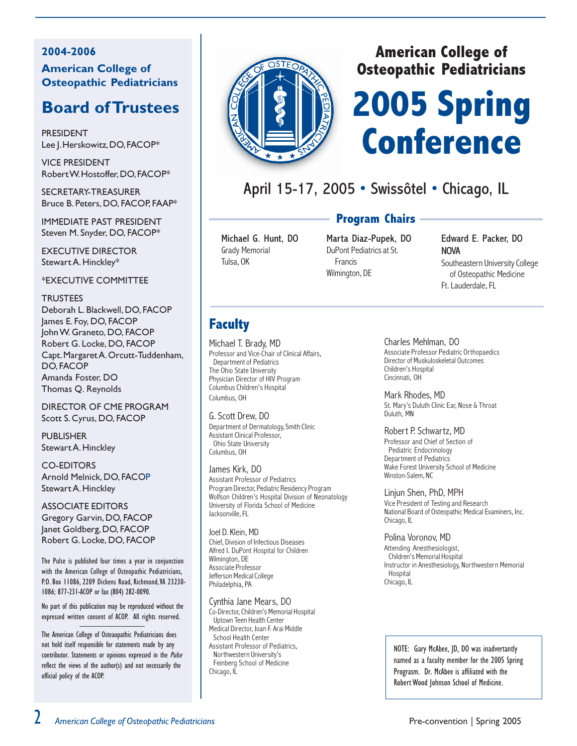## 2004-2006

## American College of Osteopathic Pediatricians

# Board of Trustees

PRESIDENT
Lee J. Herskowitz, DO, FACOP*

VICE PRESIDENT
Robert W. Hostoffer, DO, FACOP*

SECRETARY-TREASURER
Bruce B. Peters, DO, FACOP, FAAP*

IMMEDIATE PAST PRESIDENT
Steven M. Snyder, DO, FACOP*

EXECUTIVE DIRECTOR
Stewart A. Hinckley*

*EXECUTIVE COMMITTEE

TRUSTEES
Deborah L. Blackwell, DO, FACOP
James E. Foy, DO, FACOP
John W. Graneto, DO, FACOP
Robert G. Locke, DO, FACOP
Capt. Margaret A. Orcutt-Tuddenham, DO, FACOP
Amanda Foster, DO
Thomas Q. Reynolds

DIRECTOR OF CME PROGRAM
Scott S. Cyrus, DO, FACOP

PUBLISHER
Stewart A. Hinckley

CO-EDITORS
Arnold Melnick, DO, FACOP
Stewart A. Hinckley

ASSOCIATE EDITORS
Gregory Garvin, DO, FACOP
Janet Goldberg, DO, FACOP
Robert G. Locke, DO, FACOP

The Pulse is published four times a year in conjunction with the American College of Osteopathic Pediatricians, P.O. Box 11086, 2209 Dickens Road, Richmond, VA 23230-1086; 877-231-ACOP or fax (804) 282-0090.

No part of this publication may be reproduced without the expressed written consent of ACOP. All rights reserved.

The American College of Osteaopathic Pediatricians does not hold itself responsible for statements made by any contributor. Statements or opinions expressed in the *Pulse* reflect the views of the author(s) and not necessarily the official policy of the ACOP.

## American College of Osteopathic Pediatricians

# 2005 Spring Conference

April 15-17, 2005 • Swissôtel • Chicago, IL

## Program Chairs

**Michael G. Hunt, DO**
Grady Memorial
Tulsa, OK

**Marta Diaz-Pupek, DO**
DuPont Pediatrics at St. Francis
Wilmington, DE

**Edward E. Packer, DO**
NOVA
Southeastern University College of Osteopathic Medicine
Ft. Lauderdale, FL

## Faculty

Michael T. Brady, MD
Professor and Vice-Chair of Clinical Affairs, Department of Pediatrics
The Ohio State University
Physician Director of HIV Program
Columbus Children's Hospital
Columbus, OH

G. Scott Drew, DO
Department of Dermatology, Smith Clinic
Assistant Clinical Professor, Ohio State University
Columbus, OH

James Kirk, DO
Assistant Professor of Pediatrics
Program Director, Pediatric Residency Program
Wolfson Children's Hospital Division of Neonatology
University of Florida School of Medicine
Jacksonville, FL

Joel D. Klein, MD
Chief, Division of Infectious Diseases
Alfred I. DuPont Hospital for Children
Wilmington, DE
Associate Professor
Jefferson Medical College
Philadelphia, PA

Cynthia Jane Mears, DO
Co-Director, Children's Memorial Hospital Uptown Teen Health Center
Medical Director, Joan F. Arai Middle School Health Center
Assistant Professor of Pediatrics, Northwestern University's Feinberg School of Medicine
Chicago, IL

Charles Mehlman, DO
Associate Professor Pediatric Orthopaedics
Director of Muskuloskeletal Outcomes
Children's Hospital
Cincinnati, OH

Mark Rhodes, MD
St. Mary's Duluth Clinic Ear, Nose & Throat
Duluth, MN

Robert P. Schwartz, MD
Professor and Chief of Section of Pediatric Endocrinology
Department of Pediatrics
Wake Forest University School of Medicine
Winston-Salem, NC

Linjun Shen, PhD, MPH
Vice President of Testing and Research
National Board of Osteopathic Medical Examiners, Inc.
Chicago, IL

Polina Voronov, MD
Attending Anesthesiologist, Children's Memorial Hospital
Instructor in Anesthesiology, Northwestern Memorial Hospital
Chicago, IL

NOTE: Gary McAbee, JD, DO was inadvertantly named as a faculty member for the 2005 Spring Program. Dr. McAbee is affiliated with the Robert Wood Johnson School of Medicine.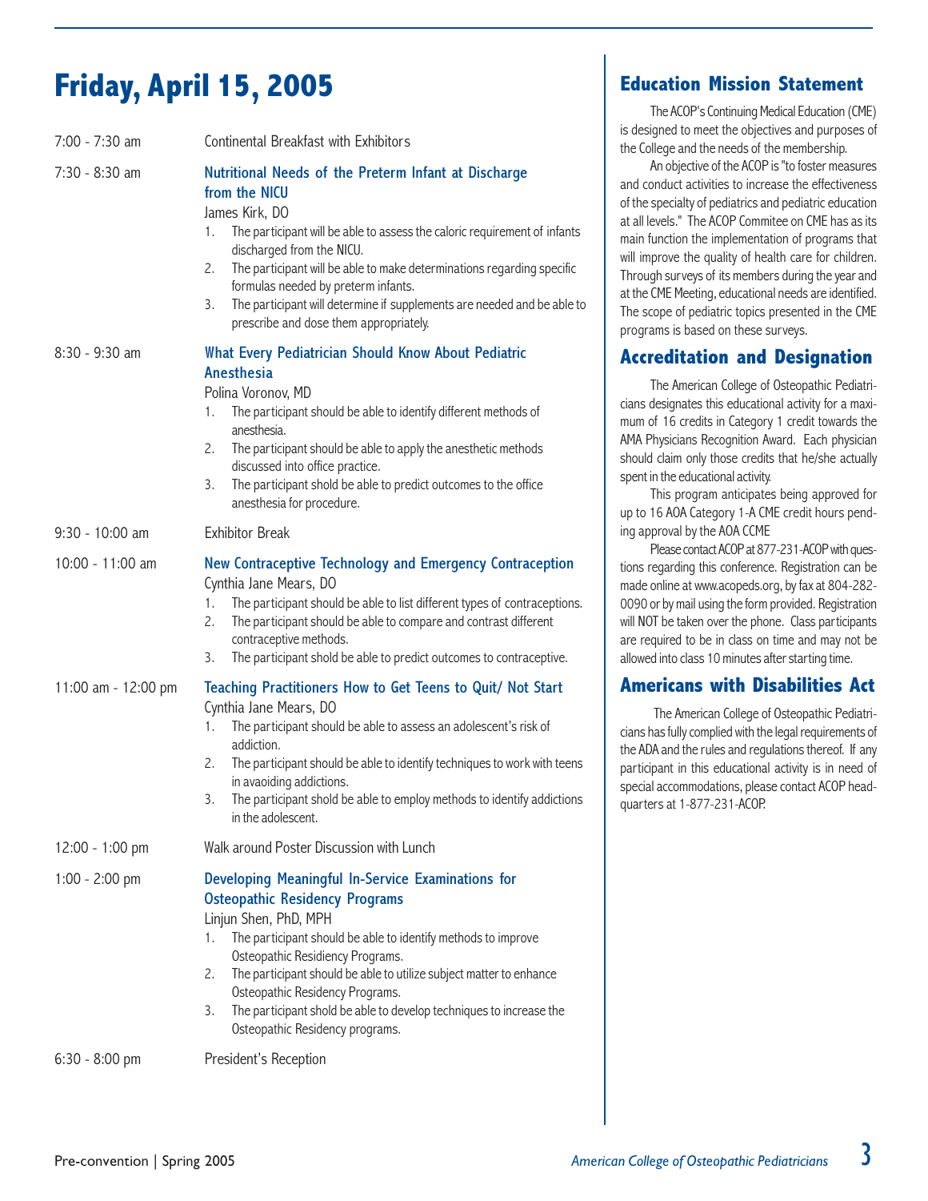# Friday, April 15, 2005

**7:00 - 7:30 am** Continental Breakfast with Exhibitors

**7:30 - 8:30 am** **Nutritional Needs of the Preterm Infant at Discharge from the NICU**
James Kirk, DO

1. The participant will be able to assess the caloric requirement of infants discharged from the NICU.
2. The participant will be able to make determinations regarding specific formulas needed by preterm infants.
3. The participant will determine if supplements are needed and be able to prescribe and dose them appropriately.

**8:30 - 9:30 am** **What Every Pediatrician Should Know About Pediatric Anesthesia**
Polina Voronov, MD

1. The participant should be able to identify different methods of anesthesia.
2. The participant should be able to apply the anesthetic methods discussed into office practice.
3. The participant shold be able to predict outcomes to the office anesthesia for procedure.

**9:30 - 10:00 am** Exhibitor Break

**10:00 - 11:00 am** **New Contraceptive Technology and Emergency Contraception**
Cynthia Jane Mears, DO

1. The participant should be able to list different types of contraceptions.
2. The participant should be able to compare and contrast different contraceptive methods.
3. The participant shold be able to predict outcomes to contraceptive.

**11:00 am - 12:00 pm** **Teaching Practitioners How to Get Teens to Quit/ Not Start**
Cynthia Jane Mears, DO

1. The participant should be able to assess an adolescent's risk of addiction.
2. The participant should be able to identify techniques to work with teens in avaoiding addictions.
3. The participant shold be able to employ methods to identify addictions in the adolescent.

**12:00 - 1:00 pm** Walk around Poster Discussion with Lunch

**1:00 - 2:00 pm** **Developing Meaningful In-Service Examinations for Osteopathic Residency Programs**
Linjun Shen, PhD, MPH

1. The participant should be able to identify methods to improve Osteopathic Residency Programs.
2. The participant should be able to utilize subject matter to enhance Osteopathic Residency Programs.
3. The participant shold be able to develop techniques to increase the Osteopathic Residency programs.

**6:30 - 8:00 pm** President's Reception

## Education Mission Statement

The ACOP's Continuing Medical Education (CME) is designed to meet the objectives and purposes of the College and the needs of the membership.

An objective of the ACOP is "to foster measures and conduct activities to increase the effectiveness of the specialty of pediatrics and pediatric education at all levels." The ACOP Commitee on CME has as its main function the implementation of programs that will improve the quality of health care for children. Through surveys of its members during the year and at the CME Meeting, educational needs are identified. The scope of pediatric topics presented in the CME programs is based on these surveys.

## Accreditation and Designation

The American College of Osteopathic Pediatricians designates this educational activity for a maximum of 16 credits in Category 1 credit towards the AMA Physicians Recognition Award. Each physician should claim only those credits that he/she actually spent in the educational activity.

This program anticipates being approved for up to 16 AOA Category 1-A CME credit hours pending approval by the AOA CCME

Please contact ACOP at 877-231-ACOP with questions regarding this conference. Registration can be made online at www.acopeds.org, by fax at 804-282-0090 or by mail using the form provided. Registration will NOT be taken over the phone. Class participants are required to be in class on time and may not be allowed into class 10 minutes after starting time.

## Americans with Disabilities Act

The American College of Osteopathic Pediatricians has fully complied with the legal requirements of the ADA and the rules and regulations thereof. If any participant in this educational activity is in need of special accommodations, please contact ACOP headquarters at 1-877-231-ACOP.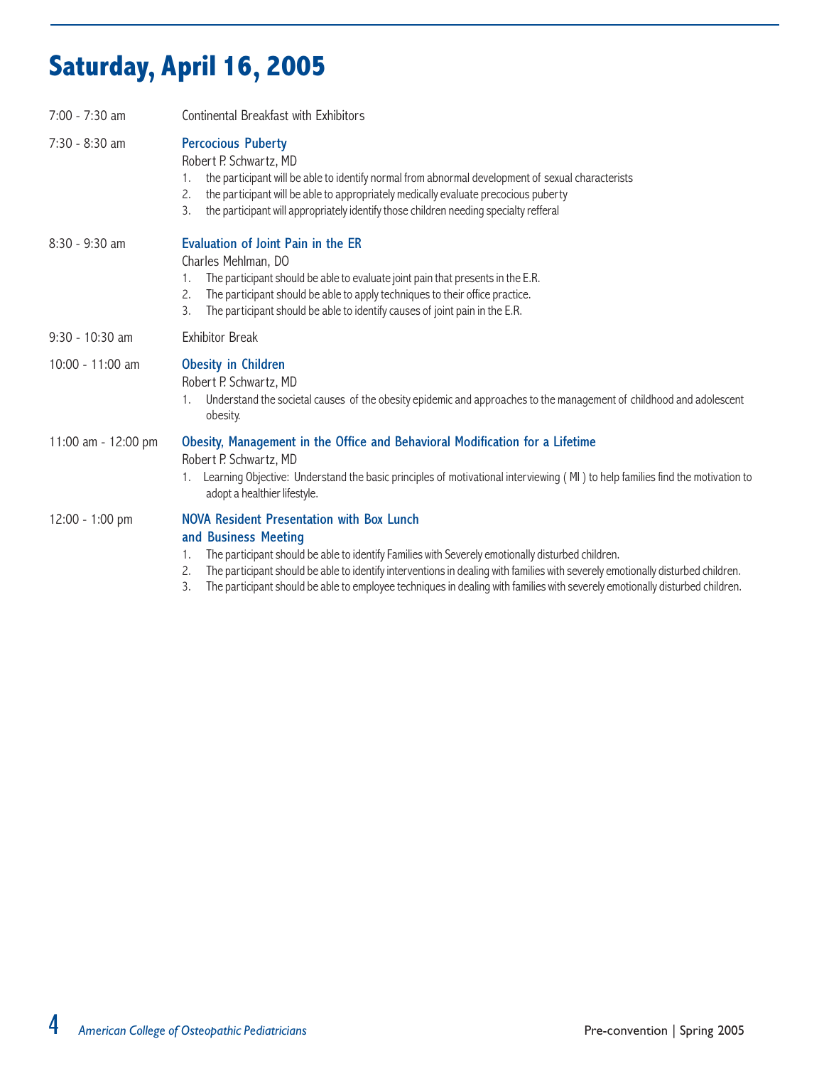# Saturday, April 16, 2005

7:00 - 7:30 am — Continental Breakfast with Exhibitors

7:30 - 8:30 am — **Percocious Puberty**

Robert P. Schwartz, MD

1. the participant will be able to identify normal from abnormal development of sexual characterists
2. the participant will be able to appropriately medically evaluate precocious puberty
3. the participant will appropriately identify those children needing specialty refferal

8:30 - 9:30 am — **Evaluation of Joint Pain in the ER**

Charles Mehlman, DO

1. The participant should be able to evaluate joint pain that presents in the E.R.
2. The participant should be able to apply techniques to their office practice.
3. The participant should be able to identify causes of joint pain in the E.R.

9:30 - 10:30 am — Exhibitor Break

10:00 - 11:00 am — **Obesity in Children**

Robert P. Schwartz, MD

1. Understand the societal causes of the obesity epidemic and approaches to the management of childhood and adolescent obesity.

11:00 am - 12:00 pm — **Obesity, Management in the Office and Behavioral Modification for a Lifetime**

Robert P. Schwartz, MD

1. Learning Objective: Understand the basic principles of motivational interviewing ( MI ) to help families find the motivation to adopt a healthier lifestyle.

12:00 - 1:00 pm — **NOVA Resident Presentation with Box Lunch and Business Meeting**

1. The participant should be able to identify Families with Severely emotionally disturbed children.
2. The participant should be able to identify interventions in dealing with families with severely emotionally disturbed children.
3. The participant should be able to employee techniques in dealing with families with severely emotionally disturbed children.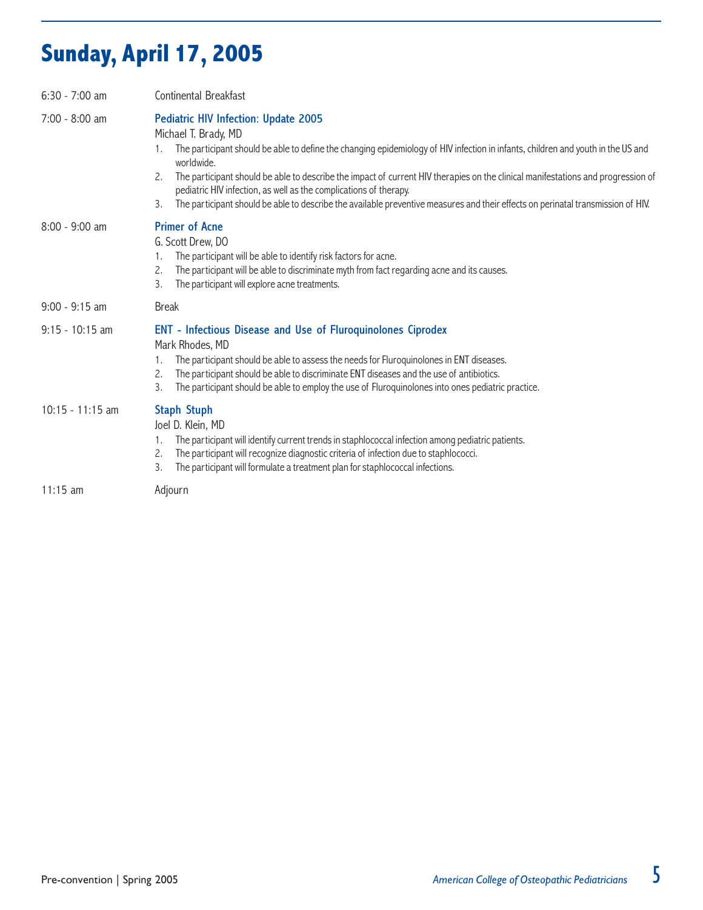# Sunday, April 17, 2005

6:30 - 7:00 am — Continental Breakfast

7:00 - 8:00 am — **Pediatric HIV Infection: Update 2005**

Michael T. Brady, MD

1. The participant should be able to define the changing epidemiology of HIV infection in infants, children and youth in the US and worldwide.
2. The participant should be able to describe the impact of current HIV therapies on the clinical manifestations and progression of pediatric HIV infection, as well as the complications of therapy.
3. The participant should be able to describe the available preventive measures and their effects on perinatal transmission of HIV.

8:00 - 9:00 am — **Primer of Acne**

G. Scott Drew, DO

1. The participant will be able to identify risk factors for acne.
2. The participant will be able to discriminate myth from fact regarding acne and its causes.
3. The participant will explore acne treatments.

9:00 - 9:15 am — Break

9:15 - 10:15 am — **ENT - Infectious Disease and Use of Fluroquinolones Ciprodex**

Mark Rhodes, MD

1. The participant should be able to assess the needs for Fluroquinolones in ENT diseases.
2. The participant should be able to discriminate ENT diseases and the use of antibiotics.
3. The participant should be able to employ the use of Fluroquinolones into ones pediatric practice.

10:15 - 11:15 am — **Staph Stuph**

Joel D. Klein, MD

1. The participant will identify current trends in staphlococcal infection among pediatric patients.
2. The participant will recognize diagnostic criteria of infection due to staphlococci.
3. The participant will formulate a treatment plan for staphlococcal infections.

11:15 am — Adjourn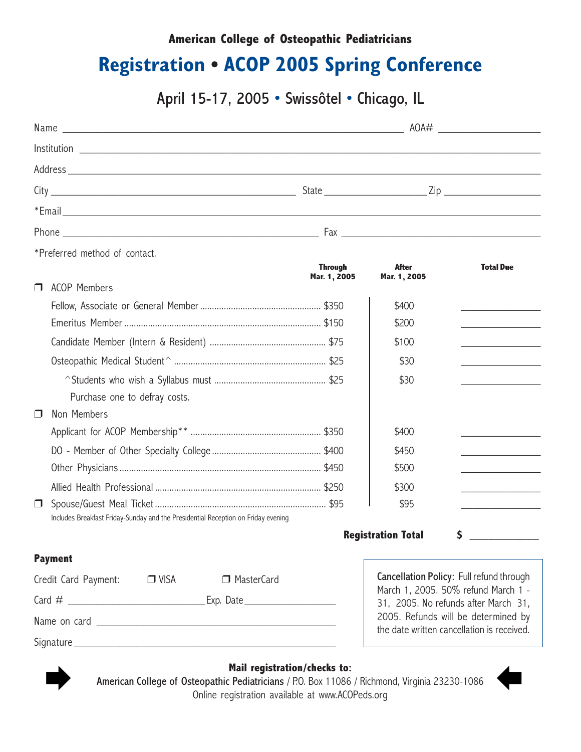**American College of Osteopathic Pediatricians**

# Registration • ACOP 2005 Spring Conference

## April 15-17, 2005 • Swissôtel • Chicago, IL

Name ____________________ AOA# ____________

Institution ____________________

Address ____________________

City ____________________ State ____________ Zip ____________

*Email ____________________

Phone ____________________ Fax ____________________

*Preferred method of contact.

| | Through Mar. 1, 2005 | After Mar. 1, 2005 | Total Due |
|---|---|---|---|
| ❒ ACOP Members | | | |
| Fellow, Associate or General Member | $350 | $400 | ________ |
| Emeritus Member | $150 | $200 | ________ |
| Candidate Member (Intern & Resident) | $75 | $100 | ________ |
| Osteopathic Medical Student^ | $25 | $30 | ________ |
| ^Students who wish a Syllabus must Purchase one to defray costs. | $25 | $30 | ________ |
| ❒ Non Members | | | |
| Applicant for ACOP Membership** | $350 | $400 | ________ |
| DO - Member of Other Specialty College | $400 | $450 | ________ |
| Other Physicians | $450 | $500 | ________ |
| Allied Health Professional | $250 | $300 | ________ |
| ❒ Spouse/Guest Meal Ticket (Includes Breakfast Friday-Sunday and the Presidential Reception on Friday evening) | $95 | $95 | ________ |

**Registration Total** $ ____________

**Payment**

Credit Card Payment: ❒ VISA ❒ MasterCard

Card # ____________________ Exp. Date ____________

Name on card ____________________

Signature ____________________

Cancellation Policy: Full refund through March 1, 2005. 50% refund March 1 - 31, 2005. No refunds after March 31, 2005. Refunds will be determined by the date written cancellation is received.

**Mail registration/checks to:**

American College of Osteopathic Pediatricians / P.O. Box 11086 / Richmond, Virginia 23230-1086

Online registration available at www.ACOPeds.org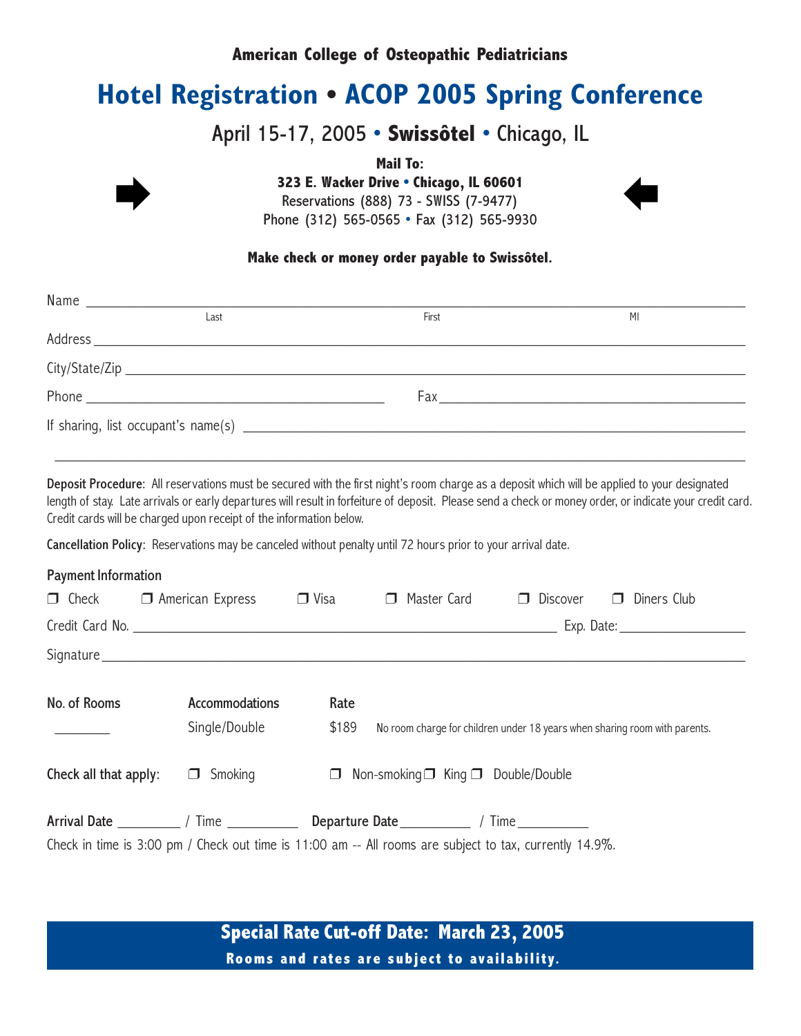**American College of Osteopathic Pediatricians**

# Hotel Registration • ACOP 2005 Spring Conference

## April 15-17, 2005 • **Swissôtel** • Chicago, IL

**Mail To:**
**323 E. Wacker Drive • Chicago, IL 60601**
Reservations (888) 73 - SWISS (7-9477)
Phone (312) 565-0565 • Fax (312) 565-9930

**Make check or money order payable to Swissôtel.**

Name ______________________________________________________________________
Last First MI

Address ____________________________________________________________________

City/State/Zip _______________________________________________________________

Phone _______________________________ Fax _______________________________

If sharing, list occupant's name(s) ___________________________________________

_____________________________________________________________________________

**Deposit Procedure**: All reservations must be secured with the first night's room charge as a deposit which will be applied to your designated length of stay. Late arrivals or early departures will result in forfeiture of deposit. Please send a check or money order, or indicate your credit card. Credit cards will be charged upon receipt of the information below.

**Cancellation Policy**: Reservations may be canceled without penalty until 72 hours prior to your arrival date.

**Payment Information**

❒ Check ❒ American Express ❒ Visa ❒ Master Card ❒ Discover ❒ Diners Club

Credit Card No. ___________________________________________ Exp. Date: ______________

Signature ___________________________________________________________________

| No. of Rooms | Accommodations | Rate | |
|---|---|---|---|
| ________ | Single/Double | $189 | No room charge for children under 18 years when sharing room with parents. |

**Check all that apply:** ❒ Smoking ❒ Non-smoking ❒ King ❒ Double/Double

**Arrival Date** ________ / Time _________ **Departure Date** _________ / Time _________

Check in time is 3:00 pm / Check out time is 11:00 am -- All rooms are subject to tax, currently 14.9%.

**Special Rate Cut-off Date: March 23, 2005**

**Rooms and rates are subject to availability.**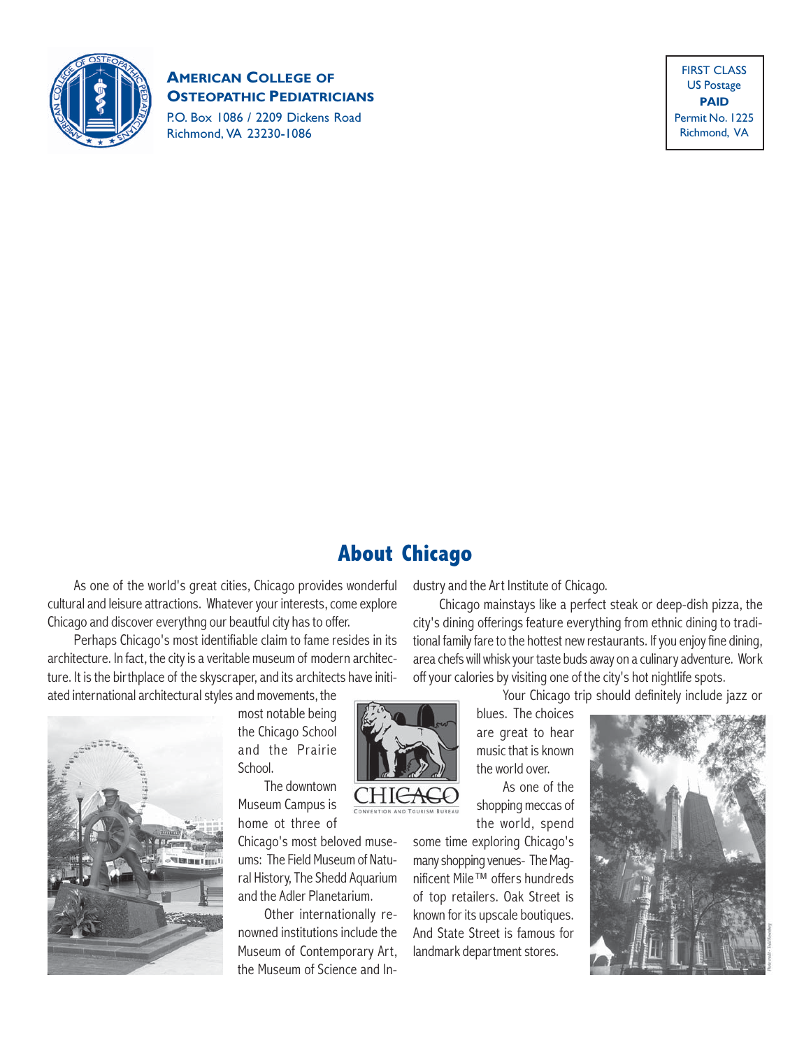**American College of Osteopathic Pediatricians**
P.O. Box 1086 / 2209 Dickens Road
Richmond, VA 23230-1086

FIRST CLASS
US Postage
**PAID**
Permit No. 1225
Richmond, VA

# About Chicago

As one of the world's great cities, Chicago provides wonderful cultural and leisure attractions. Whatever your interests, come explore Chicago and discover everythng our beautful city has to offer.

Perhaps Chicago's most identifiable claim to fame resides in its architecture. In fact, the city is a veritable museum of modern architecture. It is the birthplace of the skyscraper, and its architects have initiated international architectural styles and movements, the most notable being the Chicago School and the Prairie School.

The downtown Museum Campus is home ot three of Chicago's most beloved museums: The Field Museum of Natural History, The Shedd Aquarium and the Adler Planetarium.

Other internationally renowned institutions include the Museum of Contemporary Art, the Museum of Science and Industry and the Art Institute of Chicago.

Chicago mainstays like a perfect steak or deep-dish pizza, the city's dining offerings feature everything from ethnic dining to traditional family fare to the hottest new restaurants. If you enjoy fine dining, area chefs will whisk your taste buds away on a culinary adventure. Work off your calories by visiting one of the city's hot nightlife spots.

Your Chicago trip should definitely include jazz or blues. The choices are great to hear music that is known the world over.

As one of the shopping meccas of the world, spend some time exploring Chicago's many shopping venues- The Magnificent Mile™ offers hundreds of top retailers. Oak Street is known for its upscale boutiques. And State Street is famous for landmark department stores.

CHICAGO
CONVENTION AND TOURISM BUREAU